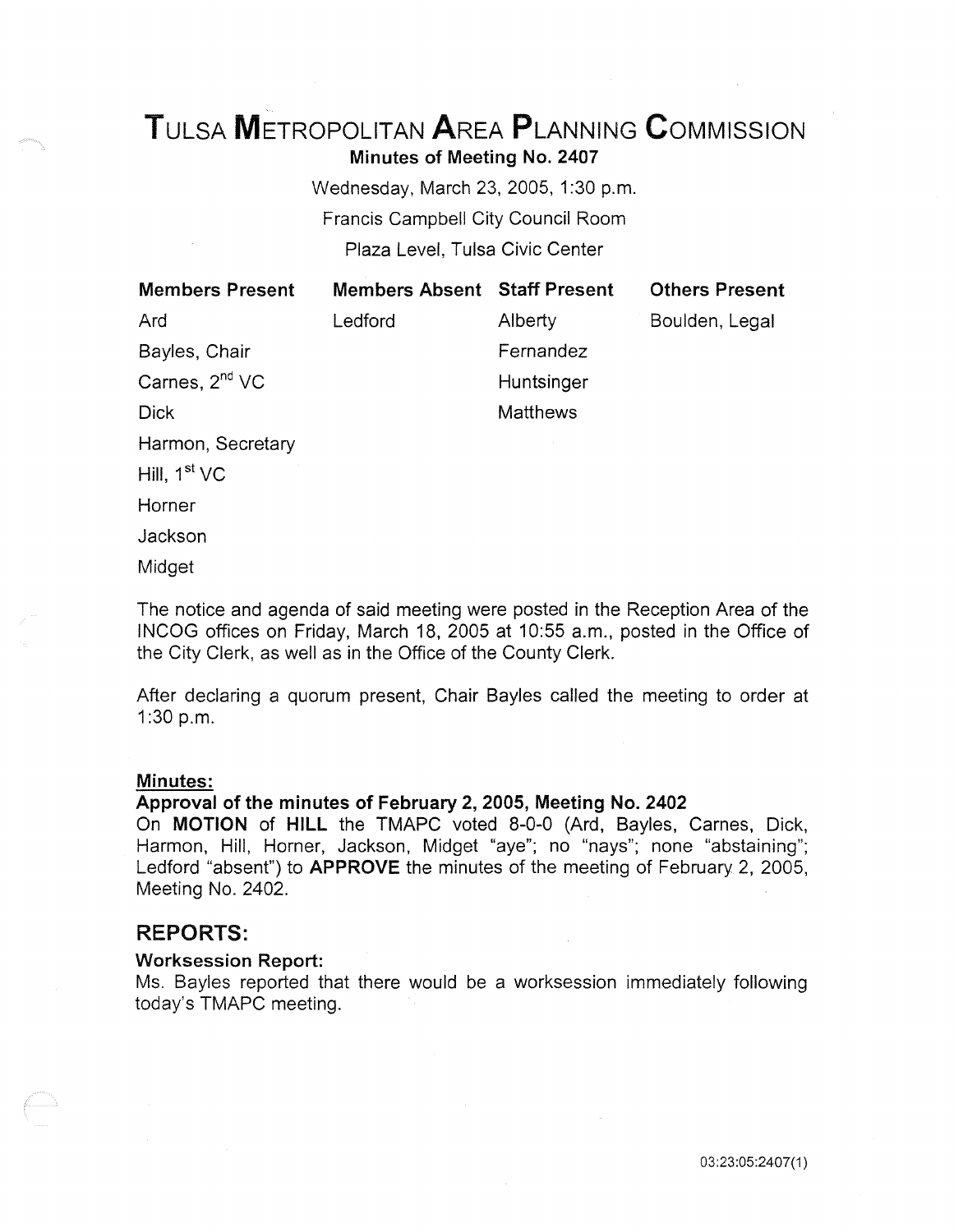# Tulsa Metropolitan Area Planning Commission

**Minutes of Meeting No. 2407**

Wednesday, March 23, 2005, 1:30 p.m.
Francis Campbell City Council Room
Plaza Level, Tulsa Civic Center

| Members Present | Members Absent | Staff Present | Others Present |
|---|---|---|---|
| Ard | Ledford | Alberty | Boulden, Legal |
| Bayles, Chair | | Fernandez | |
| Carnes, 2nd VC | | Huntsinger | |
| Dick | | Matthews | |
| Harmon, Secretary | | | |
| Hill, 1st VC | | | |
| Horner | | | |
| Jackson | | | |
| Midget | | | |

The notice and agenda of said meeting were posted in the Reception Area of the INCOG offices on Friday, March 18, 2005 at 10:55 a.m., posted in the Office of the City Clerk, as well as in the Office of the County Clerk.

After declaring a quorum present, Chair Bayles called the meeting to order at 1:30 p.m.

**Minutes:**

**Approval of the minutes of February 2, 2005, Meeting No. 2402**

On **MOTION** of **HILL** the TMAPC voted 8-0-0 (Ard, Bayles, Carnes, Dick, Harmon, Hill, Horner, Jackson, Midget "aye"; no "nays"; none "abstaining"; Ledford "absent") to **APPROVE** the minutes of the meeting of February 2, 2005, Meeting No. 2402.

## REPORTS:

**Worksession Report:**

Ms. Bayles reported that there would be a worksession immediately following today's TMAPC meeting.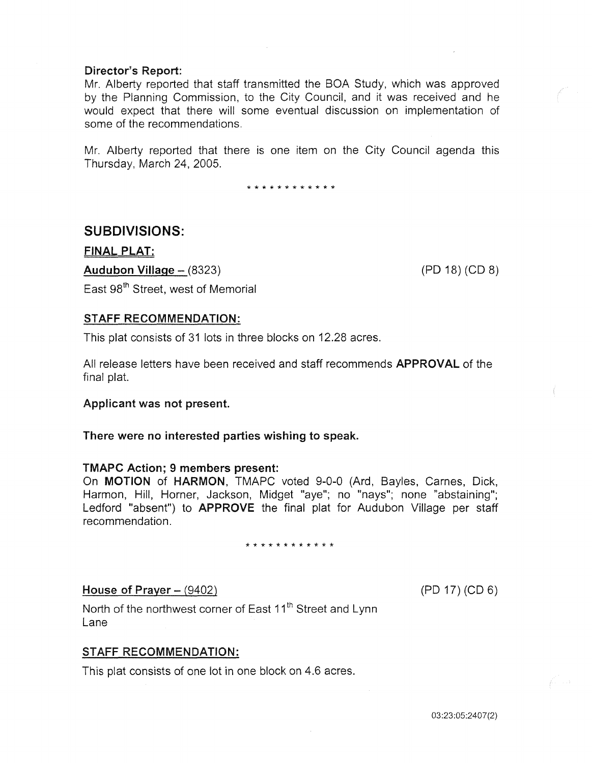**Director's Report:**

Mr. Alberty reported that staff transmitted the BOA Study, which was approved by the Planning Commission, to the City Council, and it was received and he would expect that there will some eventual discussion on implementation of some of the recommendations.

Mr. Alberty reported that there is one item on the City Council agenda this Thursday, March 24, 2005.

\* \* \* \* \* \* \* \* \* \* \* \*

## SUBDIVISIONS:

**FINAL PLAT:**

**Audubon Village** – (8323) (PD 18) (CD 8)

East 98th Street, west of Memorial

**STAFF RECOMMENDATION:**

This plat consists of 31 lots in three blocks on 12.28 acres.

All release letters have been received and staff recommends **APPROVAL** of the final plat.

**Applicant was not present.**

**There were no interested parties wishing to speak.**

**TMAPC Action; 9 members present:**

On **MOTION** of **HARMON**, TMAPC voted 9-0-0 (Ard, Bayles, Carnes, Dick, Harmon, Hill, Horner, Jackson, Midget "aye"; no "nays"; none "abstaining"; Ledford "absent") to **APPROVE** the final plat for Audubon Village per staff recommendation.

\* \* \* \* \* \* \* \* \* \* \* \*

**House of Prayer** – (9402) (PD 17) (CD 6)

North of the northwest corner of East 11th Street and Lynn Lane

**STAFF RECOMMENDATION:**

This plat consists of one lot in one block on 4.6 acres.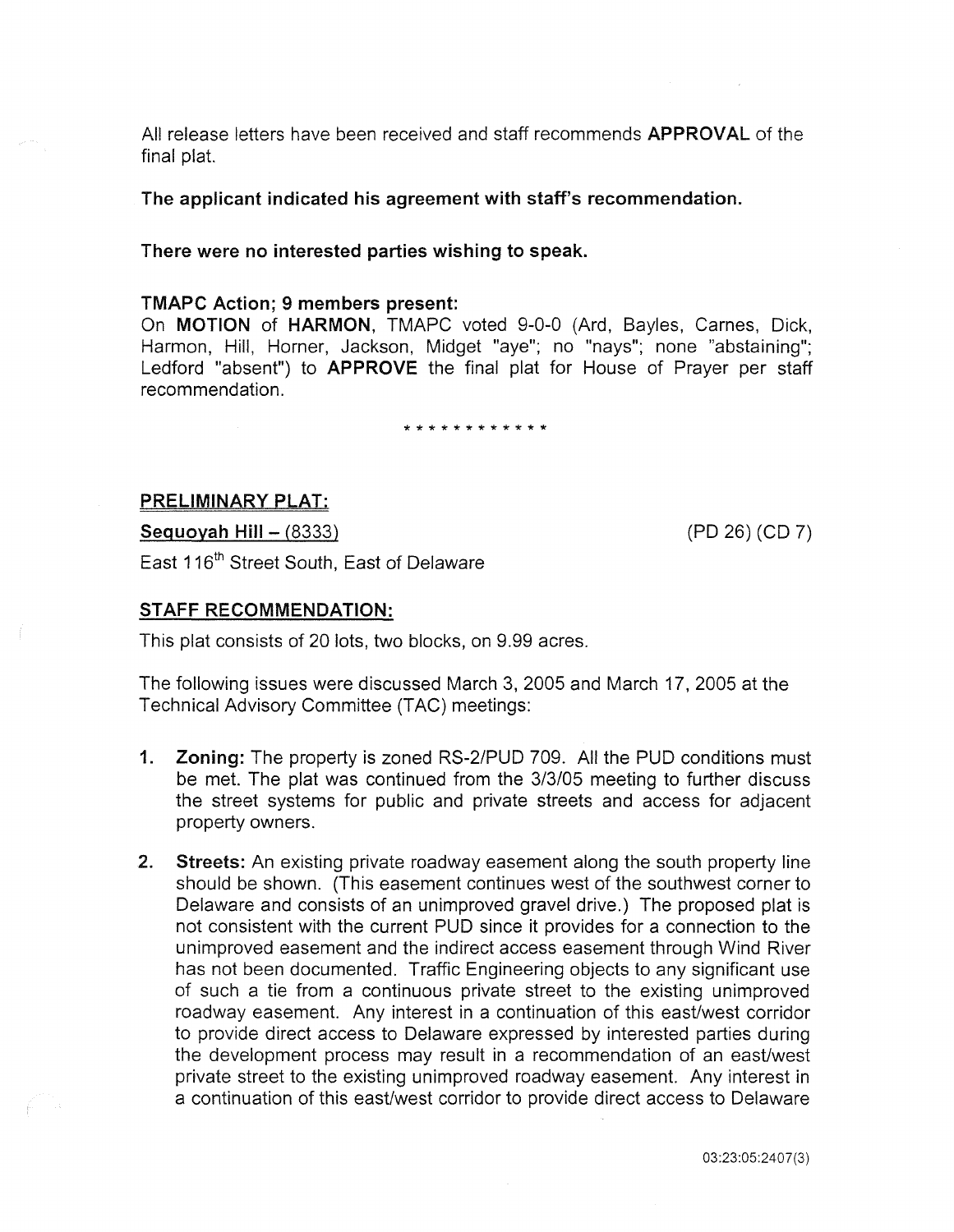All release letters have been received and staff recommends **APPROVAL** of the final plat.

**The applicant indicated his agreement with staff's recommendation.**

**There were no interested parties wishing to speak.**

**TMAPC Action; 9 members present:**

On **MOTION** of **HARMON**, TMAPC voted 9-0-0 (Ard, Bayles, Carnes, Dick, Harmon, Hill, Horner, Jackson, Midget "aye"; no "nays"; none "abstaining"; Ledford "absent") to **APPROVE** the final plat for House of Prayer per staff recommendation.

\* \* \* \* \* \* \* \* \* \* \* \*

**PRELIMINARY PLAT:**

**Sequoyah Hill – (8333)** (PD 26) (CD 7)

East 116th Street South, East of Delaware

**STAFF RECOMMENDATION:**

This plat consists of 20 lots, two blocks, on 9.99 acres.

The following issues were discussed March 3, 2005 and March 17, 2005 at the Technical Advisory Committee (TAC) meetings:

1. **Zoning:** The property is zoned RS-2/PUD 709. All the PUD conditions must be met. The plat was continued from the 3/3/05 meeting to further discuss the street systems for public and private streets and access for adjacent property owners.

2. **Streets:** An existing private roadway easement along the south property line should be shown. (This easement continues west of the southwest corner to Delaware and consists of an unimproved gravel drive.) The proposed plat is not consistent with the current PUD since it provides for a connection to the unimproved easement and the indirect access easement through Wind River has not been documented. Traffic Engineering objects to any significant use of such a tie from a continuous private street to the existing unimproved roadway easement. Any interest in a continuation of this east/west corridor to provide direct access to Delaware expressed by interested parties during the development process may result in a recommendation of an east/west private street to the existing unimproved roadway easement. Any interest in a continuation of this east/west corridor to provide direct access to Delaware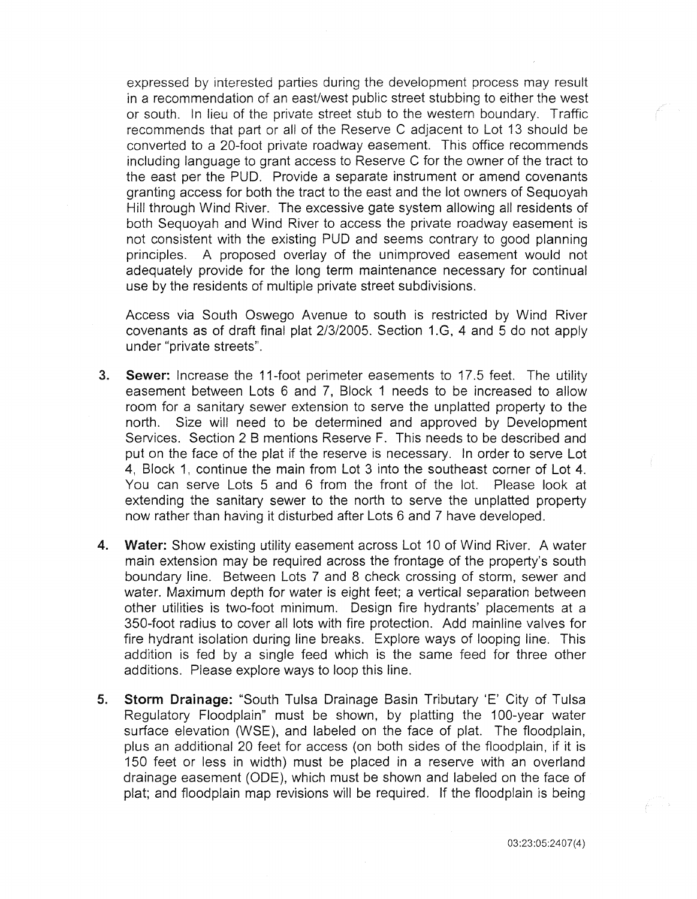expressed by interested parties during the development process may result in a recommendation of an east/west public street stubbing to either the west or south. In lieu of the private street stub to the western boundary. Traffic recommends that part or all of the Reserve C adjacent to Lot 13 should be converted to a 20-foot private roadway easement. This office recommends including language to grant access to Reserve C for the owner of the tract to the east per the PUD. Provide a separate instrument or amend covenants granting access for both the tract to the east and the lot owners of Sequoyah Hill through Wind River. The excessive gate system allowing all residents of both Sequoyah and Wind River to access the private roadway easement is not consistent with the existing PUD and seems contrary to good planning principles. A proposed overlay of the unimproved easement would not adequately provide for the long term maintenance necessary for continual use by the residents of multiple private street subdivisions.

Access via South Oswego Avenue to south is restricted by Wind River covenants as of draft final plat 2/3/2005. Section 1.G, 4 and 5 do not apply under "private streets".

3. **Sewer:** Increase the 11-foot perimeter easements to 17.5 feet. The utility easement between Lots 6 and 7, Block 1 needs to be increased to allow room for a sanitary sewer extension to serve the unplatted property to the north. Size will need to be determined and approved by Development Services. Section 2 B mentions Reserve F. This needs to be described and put on the face of the plat if the reserve is necessary. In order to serve Lot 4, Block 1, continue the main from Lot 3 into the southeast corner of Lot 4. You can serve Lots 5 and 6 from the front of the lot. Please look at extending the sanitary sewer to the north to serve the unplatted property now rather than having it disturbed after Lots 6 and 7 have developed.

4. **Water:** Show existing utility easement across Lot 10 of Wind River. A water main extension may be required across the frontage of the property's south boundary line. Between Lots 7 and 8 check crossing of storm, sewer and water. Maximum depth for water is eight feet; a vertical separation between other utilities is two-foot minimum. Design fire hydrants' placements at a 350-foot radius to cover all lots with fire protection. Add mainline valves for fire hydrant isolation during line breaks. Explore ways of looping line. This addition is fed by a single feed which is the same feed for three other additions. Please explore ways to loop this line.

5. **Storm Drainage:** "South Tulsa Drainage Basin Tributary 'E' City of Tulsa Regulatory Floodplain" must be shown, by platting the 100-year water surface elevation (WSE), and labeled on the face of plat. The floodplain, plus an additional 20 feet for access (on both sides of the floodplain, if it is 150 feet or less in width) must be placed in a reserve with an overland drainage easement (ODE), which must be shown and labeled on the face of plat; and floodplain map revisions will be required. If the floodplain is being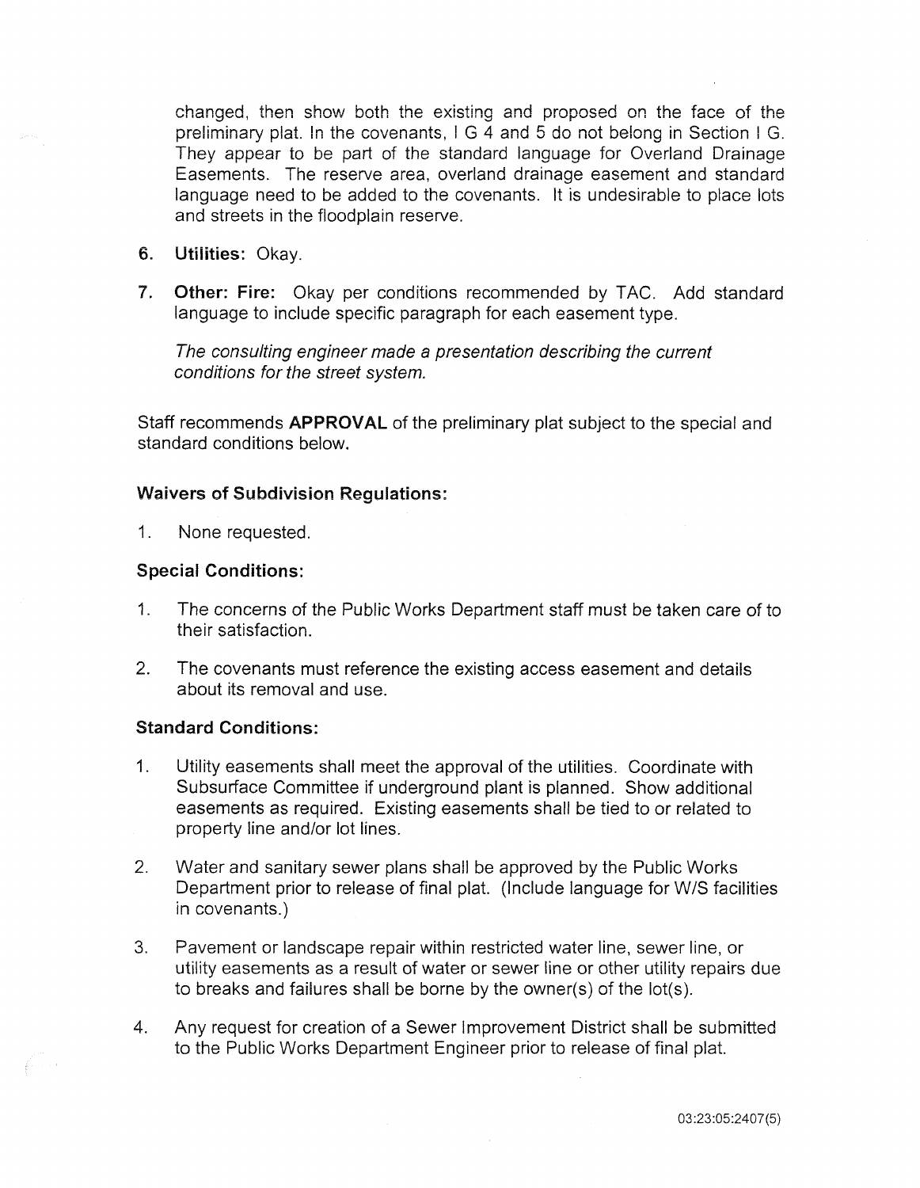changed, then show both the existing and proposed on the face of the preliminary plat. In the covenants, I G 4 and 5 do not belong in Section I G. They appear to be part of the standard language for Overland Drainage Easements. The reserve area, overland drainage easement and standard language need to be added to the covenants. It is undesirable to place lots and streets in the floodplain reserve.

6. **Utilities:** Okay.

7. **Other: Fire:** Okay per conditions recommended by TAC. Add standard language to include specific paragraph for each easement type.

   *The consulting engineer made a presentation describing the current conditions for the street system.*

Staff recommends **APPROVAL** of the preliminary plat subject to the special and standard conditions below.

### Waivers of Subdivision Regulations:

1. None requested.

### Special Conditions:

1. The concerns of the Public Works Department staff must be taken care of to their satisfaction.

2. The covenants must reference the existing access easement and details about its removal and use.

### Standard Conditions:

1. Utility easements shall meet the approval of the utilities. Coordinate with Subsurface Committee if underground plant is planned. Show additional easements as required. Existing easements shall be tied to or related to property line and/or lot lines.

2. Water and sanitary sewer plans shall be approved by the Public Works Department prior to release of final plat. (Include language for W/S facilities in covenants.)

3. Pavement or landscape repair within restricted water line, sewer line, or utility easements as a result of water or sewer line or other utility repairs due to breaks and failures shall be borne by the owner(s) of the lot(s).

4. Any request for creation of a Sewer Improvement District shall be submitted to the Public Works Department Engineer prior to release of final plat.

03:23:05:2407(5)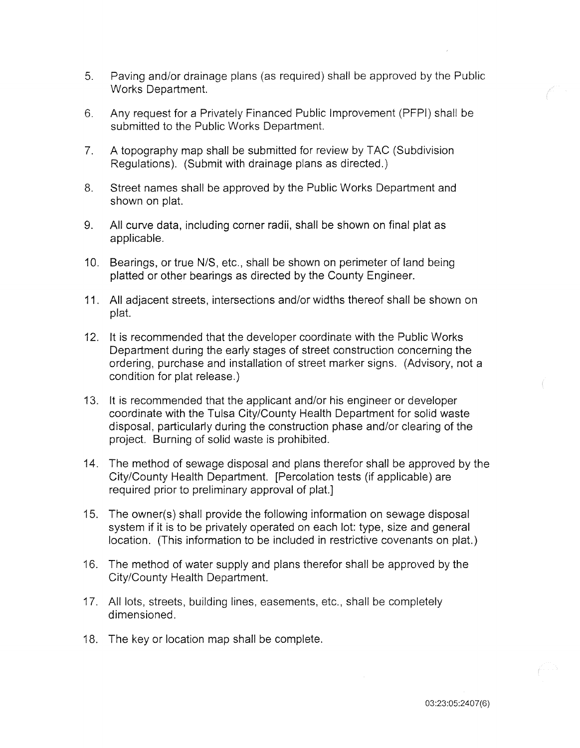5. Paving and/or drainage plans (as required) shall be approved by the Public Works Department.

6. Any request for a Privately Financed Public Improvement (PFPI) shall be submitted to the Public Works Department.

7. A topography map shall be submitted for review by TAC (Subdivision Regulations). (Submit with drainage plans as directed.)

8. Street names shall be approved by the Public Works Department and shown on plat.

9. All curve data, including corner radii, shall be shown on final plat as applicable.

10. Bearings, or true N/S, etc., shall be shown on perimeter of land being platted or other bearings as directed by the County Engineer.

11. All adjacent streets, intersections and/or widths thereof shall be shown on plat.

12. It is recommended that the developer coordinate with the Public Works Department during the early stages of street construction concerning the ordering, purchase and installation of street marker signs. (Advisory, not a condition for plat release.)

13. It is recommended that the applicant and/or his engineer or developer coordinate with the Tulsa City/County Health Department for solid waste disposal, particularly during the construction phase and/or clearing of the project. Burning of solid waste is prohibited.

14. The method of sewage disposal and plans therefor shall be approved by the City/County Health Department. [Percolation tests (if applicable) are required prior to preliminary approval of plat.]

15. The owner(s) shall provide the following information on sewage disposal system if it is to be privately operated on each lot: type, size and general location. (This information to be included in restrictive covenants on plat.)

16. The method of water supply and plans therefor shall be approved by the City/County Health Department.

17. All lots, streets, building lines, easements, etc., shall be completely dimensioned.

18. The key or location map shall be complete.

03:23:05:2407(6)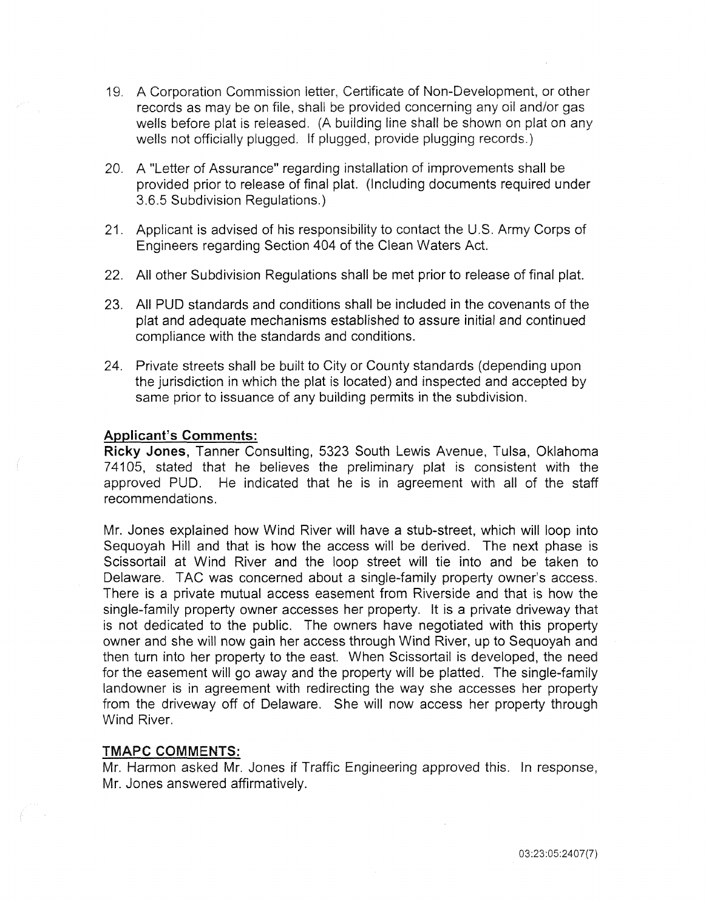19. A Corporation Commission letter, Certificate of Non-Development, or other records as may be on file, shall be provided concerning any oil and/or gas wells before plat is released. (A building line shall be shown on plat on any wells not officially plugged. If plugged, provide plugging records.)

20. A "Letter of Assurance" regarding installation of improvements shall be provided prior to release of final plat. (Including documents required under 3.6.5 Subdivision Regulations.)

21. Applicant is advised of his responsibility to contact the U.S. Army Corps of Engineers regarding Section 404 of the Clean Waters Act.

22. All other Subdivision Regulations shall be met prior to release of final plat.

23. All PUD standards and conditions shall be included in the covenants of the plat and adequate mechanisms established to assure initial and continued compliance with the standards and conditions.

24. Private streets shall be built to City or County standards (depending upon the jurisdiction in which the plat is located) and inspected and accepted by same prior to issuance of any building permits in the subdivision.

## Applicant's Comments:

**Ricky Jones**, Tanner Consulting, 5323 South Lewis Avenue, Tulsa, Oklahoma 74105, stated that he believes the preliminary plat is consistent with the approved PUD. He indicated that he is in agreement with all of the staff recommendations.

Mr. Jones explained how Wind River will have a stub-street, which will loop into Sequoyah Hill and that is how the access will be derived. The next phase is Scissortail at Wind River and the loop street will tie into and be taken to Delaware. TAC was concerned about a single-family property owner's access. There is a private mutual access easement from Riverside and that is how the single-family property owner accesses her property. It is a private driveway that is not dedicated to the public. The owners have negotiated with this property owner and she will now gain her access through Wind River, up to Sequoyah and then turn into her property to the east. When Scissortail is developed, the need for the easement will go away and the property will be platted. The single-family landowner is in agreement with redirecting the way she accesses her property from the driveway off of Delaware. She will now access her property through Wind River.

## TMAPC COMMENTS:

Mr. Harmon asked Mr. Jones if Traffic Engineering approved this. In response, Mr. Jones answered affirmatively.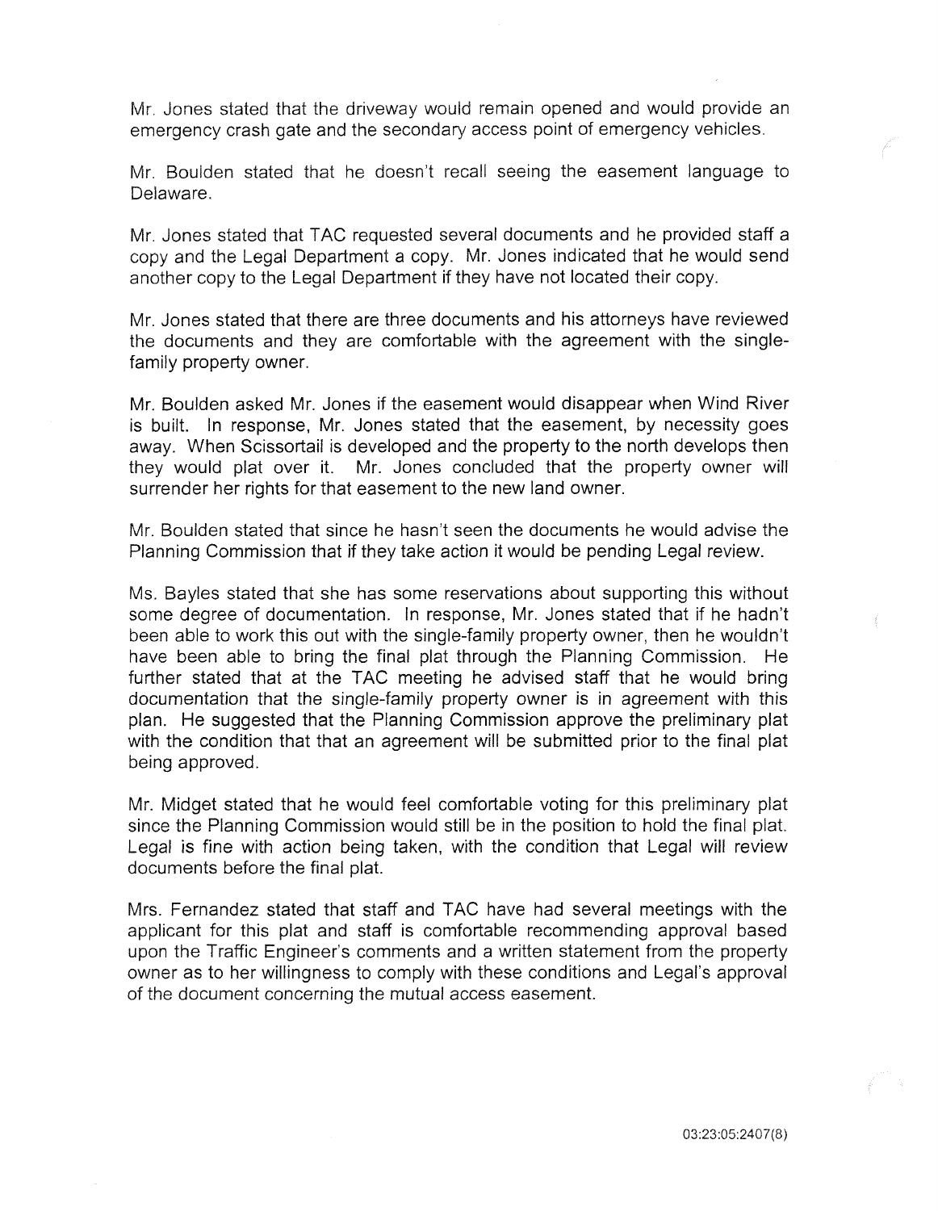Mr. Jones stated that the driveway would remain opened and would provide an emergency crash gate and the secondary access point of emergency vehicles.

Mr. Boulden stated that he doesn't recall seeing the easement language to Delaware.

Mr. Jones stated that TAC requested several documents and he provided staff a copy and the Legal Department a copy. Mr. Jones indicated that he would send another copy to the Legal Department if they have not located their copy.

Mr. Jones stated that there are three documents and his attorneys have reviewed the documents and they are comfortable with the agreement with the single-family property owner.

Mr. Boulden asked Mr. Jones if the easement would disappear when Wind River is built. In response, Mr. Jones stated that the easement, by necessity goes away. When Scissortail is developed and the property to the north develops then they would plat over it. Mr. Jones concluded that the property owner will surrender her rights for that easement to the new land owner.

Mr. Boulden stated that since he hasn't seen the documents he would advise the Planning Commission that if they take action it would be pending Legal review.

Ms. Bayles stated that she has some reservations about supporting this without some degree of documentation. In response, Mr. Jones stated that if he hadn't been able to work this out with the single-family property owner, then he wouldn't have been able to bring the final plat through the Planning Commission. He further stated that at the TAC meeting he advised staff that he would bring documentation that the single-family property owner is in agreement with this plan. He suggested that the Planning Commission approve the preliminary plat with the condition that that an agreement will be submitted prior to the final plat being approved.

Mr. Midget stated that he would feel comfortable voting for this preliminary plat since the Planning Commission would still be in the position to hold the final plat. Legal is fine with action being taken, with the condition that Legal will review documents before the final plat.

Mrs. Fernandez stated that staff and TAC have had several meetings with the applicant for this plat and staff is comfortable recommending approval based upon the Traffic Engineer's comments and a written statement from the property owner as to her willingness to comply with these conditions and Legal's approval of the document concerning the mutual access easement.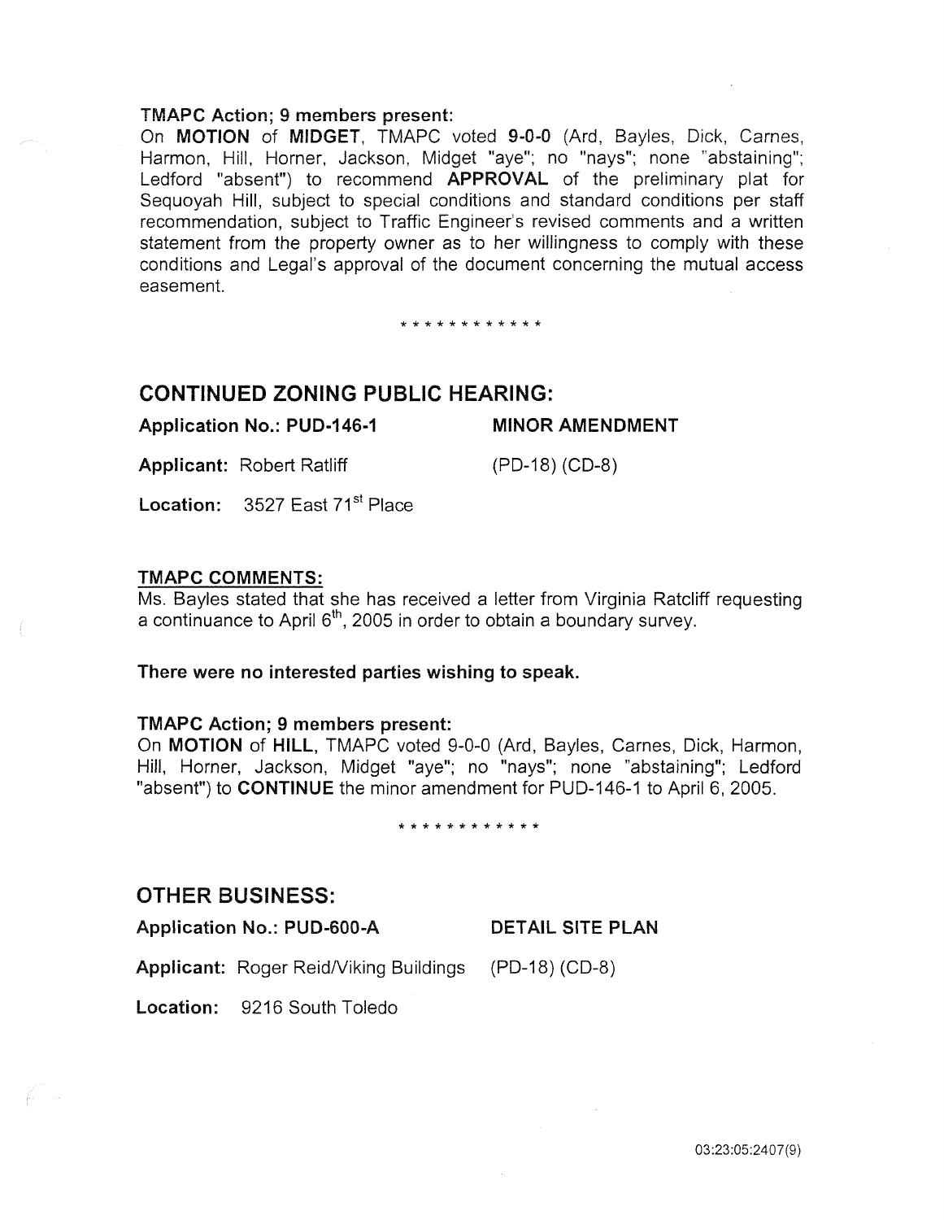**TMAPC Action; 9 members present:**

On **MOTION** of **MIDGET**, TMAPC voted **9-0-0** (Ard, Bayles, Dick, Carnes, Harmon, Hill, Horner, Jackson, Midget "aye"; no "nays"; none "abstaining"; Ledford "absent") to recommend **APPROVAL** of the preliminary plat for Sequoyah Hill, subject to special conditions and standard conditions per staff recommendation, subject to Traffic Engineer's revised comments and a written statement from the property owner as to her willingness to comply with these conditions and Legal's approval of the document concerning the mutual access easement.

\* \* \* \* \* \* \* \* \* \* \* \*

## CONTINUED ZONING PUBLIC HEARING:

**Application No.: PUD-146-1** **MINOR AMENDMENT**

**Applicant:** Robert Ratliff (PD-18) (CD-8)

**Location:** 3527 East 71st Place

**TMAPC COMMENTS:**

Ms. Bayles stated that she has received a letter from Virginia Ratcliff requesting a continuance to April 6th, 2005 in order to obtain a boundary survey.

**There were no interested parties wishing to speak.**

**TMAPC Action; 9 members present:**

On **MOTION** of **HILL**, TMAPC voted 9-0-0 (Ard, Bayles, Carnes, Dick, Harmon, Hill, Horner, Jackson, Midget "aye"; no "nays"; none "abstaining"; Ledford "absent") to **CONTINUE** the minor amendment for PUD-146-1 to April 6, 2005.

\* \* \* \* \* \* \* \* \* \* \* \*

## OTHER BUSINESS:

**Application No.: PUD-600-A** **DETAIL SITE PLAN**

**Applicant:** Roger Reid/Viking Buildings (PD-18) (CD-8)

**Location:** 9216 South Toledo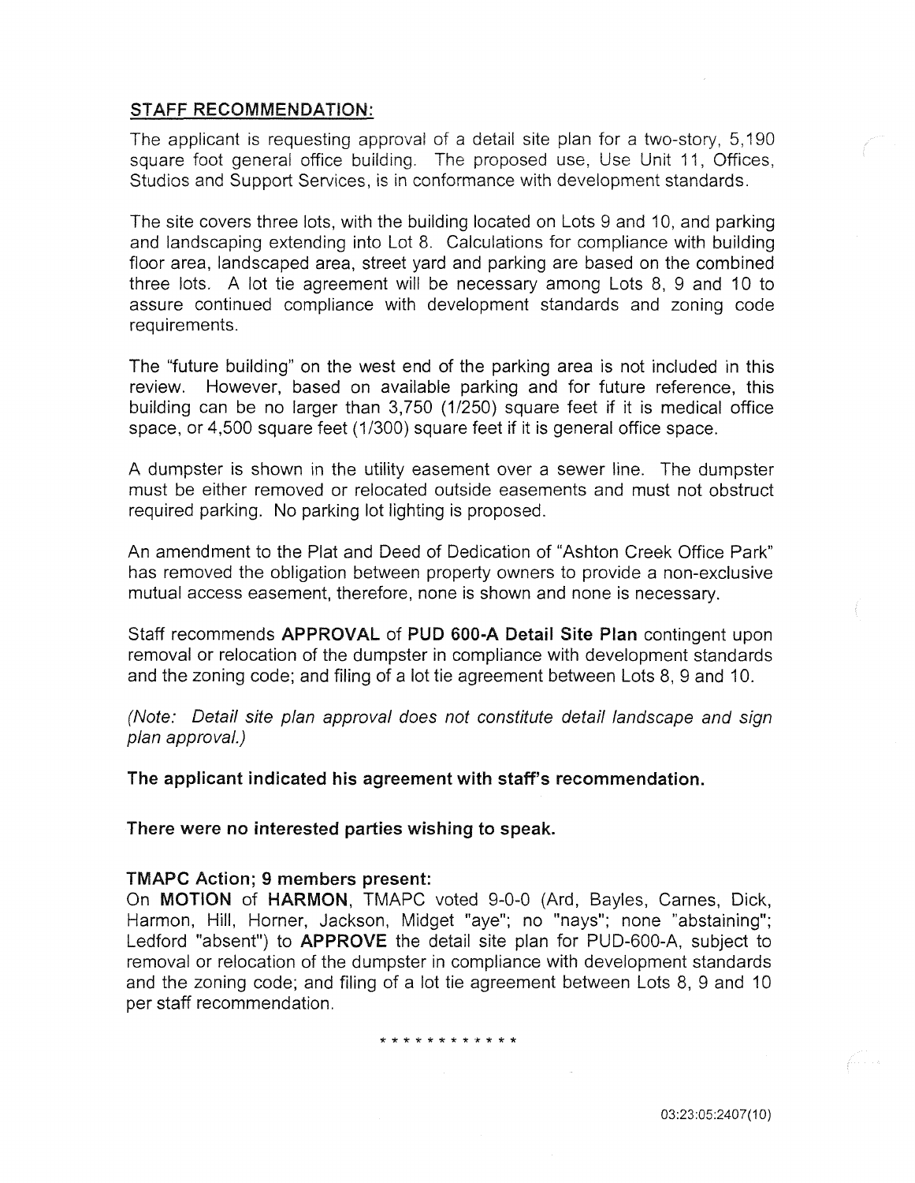## STAFF RECOMMENDATION:

The applicant is requesting approval of a detail site plan for a two-story, 5,190 square foot general office building. The proposed use, Use Unit 11, Offices, Studios and Support Services, is in conformance with development standards.

The site covers three lots, with the building located on Lots 9 and 10, and parking and landscaping extending into Lot 8. Calculations for compliance with building floor area, landscaped area, street yard and parking are based on the combined three lots. A lot tie agreement will be necessary among Lots 8, 9 and 10 to assure continued compliance with development standards and zoning code requirements.

The "future building" on the west end of the parking area is not included in this review. However, based on available parking and for future reference, this building can be no larger than 3,750 (1/250) square feet if it is medical office space, or 4,500 square feet (1/300) square feet if it is general office space.

A dumpster is shown in the utility easement over a sewer line. The dumpster must be either removed or relocated outside easements and must not obstruct required parking. No parking lot lighting is proposed.

An amendment to the Plat and Deed of Dedication of "Ashton Creek Office Park" has removed the obligation between property owners to provide a non-exclusive mutual access easement, therefore, none is shown and none is necessary.

Staff recommends **APPROVAL** of **PUD 600-A Detail Site Plan** contingent upon removal or relocation of the dumpster in compliance with development standards and the zoning code; and filing of a lot tie agreement between Lots 8, 9 and 10.

*(Note: Detail site plan approval does not constitute detail landscape and sign plan approval.)*

**The applicant indicated his agreement with staff's recommendation.**

**There were no interested parties wishing to speak.**

**TMAPC Action; 9 members present:**

On **MOTION** of **HARMON**, TMAPC voted 9-0-0 (Ard, Bayles, Carnes, Dick, Harmon, Hill, Horner, Jackson, Midget "aye"; no "nays"; none "abstaining"; Ledford "absent") to **APPROVE** the detail site plan for PUD-600-A, subject to removal or relocation of the dumpster in compliance with development standards and the zoning code; and filing of a lot tie agreement between Lots 8, 9 and 10 per staff recommendation.

* * * * * * * * * * * *

03:23:05:2407(10)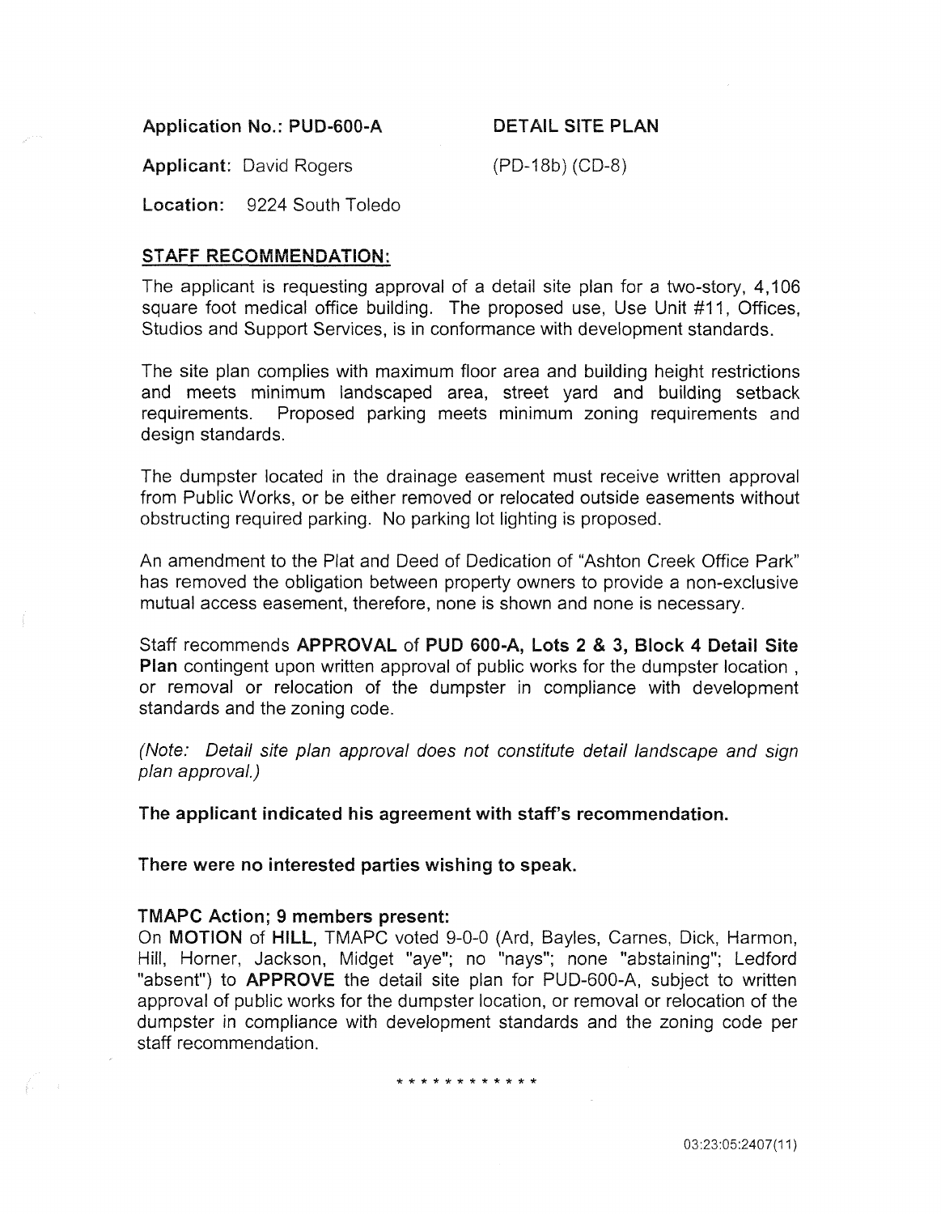**Application No.: PUD-600-A** **DETAIL SITE PLAN**

**Applicant:** David Rogers (PD-18b) (CD-8)

**Location:** 9224 South Toledo

**STAFF RECOMMENDATION:**

The applicant is requesting approval of a detail site plan for a two-story, 4,106 square foot medical office building. The proposed use, Use Unit #11, Offices, Studios and Support Services, is in conformance with development standards.

The site plan complies with maximum floor area and building height restrictions and meets minimum landscaped area, street yard and building setback requirements. Proposed parking meets minimum zoning requirements and design standards.

The dumpster located in the drainage easement must receive written approval from Public Works, or be either removed or relocated outside easements without obstructing required parking. No parking lot lighting is proposed.

An amendment to the Plat and Deed of Dedication of "Ashton Creek Office Park" has removed the obligation between property owners to provide a non-exclusive mutual access easement, therefore, none is shown and none is necessary.

Staff recommends **APPROVAL** of **PUD 600-A, Lots 2 & 3, Block 4 Detail Site Plan** contingent upon written approval of public works for the dumpster location , or removal or relocation of the dumpster in compliance with development standards and the zoning code.

*(Note: Detail site plan approval does not constitute detail landscape and sign plan approval.)*

**The applicant indicated his agreement with staff's recommendation.**

**There were no interested parties wishing to speak.**

**TMAPC Action; 9 members present:**

On **MOTION** of **HILL**, TMAPC voted 9-0-0 (Ard, Bayles, Carnes, Dick, Harmon, Hill, Horner, Jackson, Midget "aye"; no "nays"; none "abstaining"; Ledford "absent") to **APPROVE** the detail site plan for PUD-600-A, subject to written approval of public works for the dumpster location, or removal or relocation of the dumpster in compliance with development standards and the zoning code per staff recommendation.

\* \* \* \* \* \* \* \* \* \* \* \*

03:23:05:2407(11)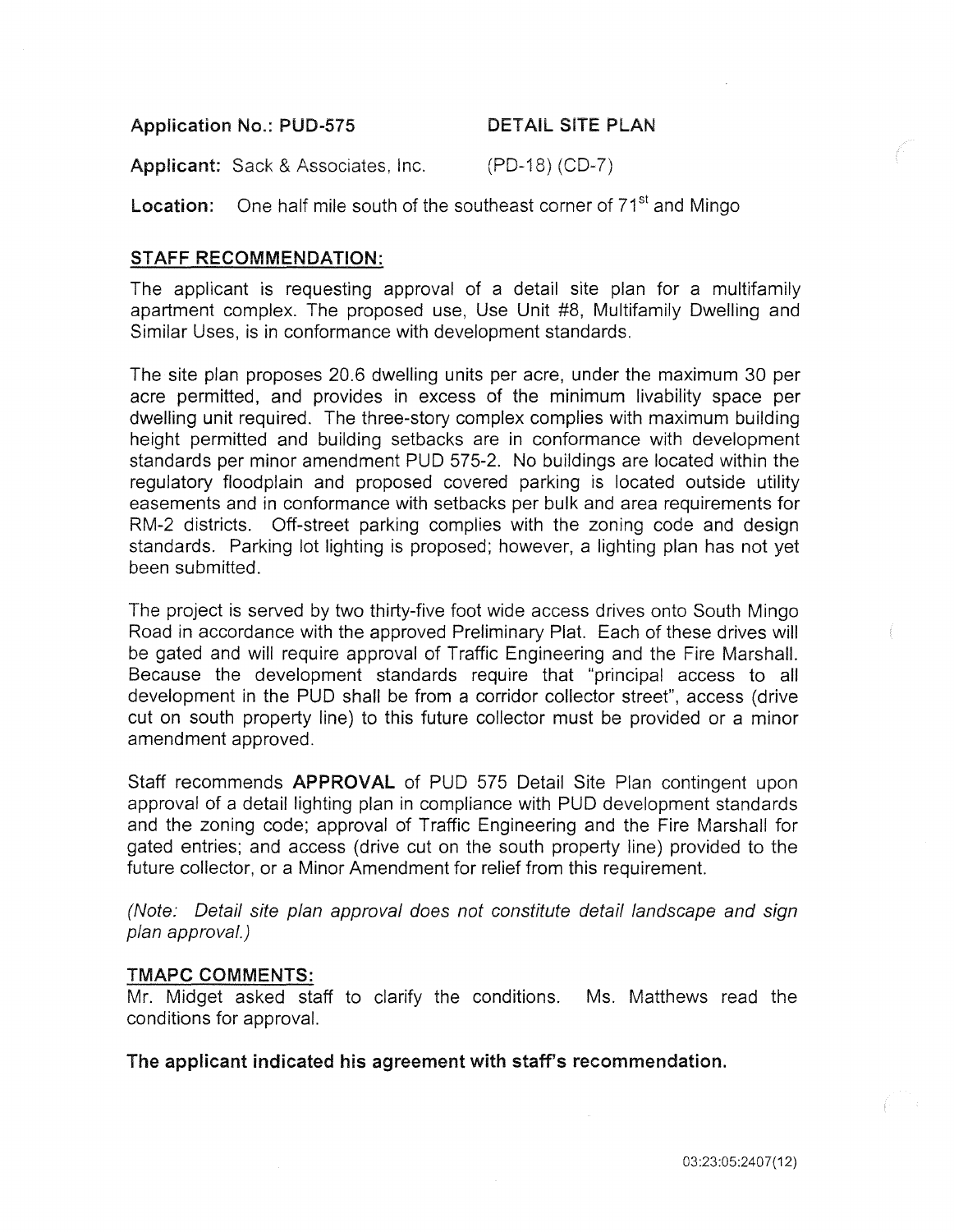**Application No.: PUD-575** **DETAIL SITE PLAN**

**Applicant:** Sack & Associates, Inc. (PD-18) (CD-7)

**Location:** One half mile south of the southeast corner of 71st and Mingo

**STAFF RECOMMENDATION:**

The applicant is requesting approval of a detail site plan for a multifamily apartment complex. The proposed use, Use Unit #8, Multifamily Dwelling and Similar Uses, is in conformance with development standards.

The site plan proposes 20.6 dwelling units per acre, under the maximum 30 per acre permitted, and provides in excess of the minimum livability space per dwelling unit required. The three-story complex complies with maximum building height permitted and building setbacks are in conformance with development standards per minor amendment PUD 575-2. No buildings are located within the regulatory floodplain and proposed covered parking is located outside utility easements and in conformance with setbacks per bulk and area requirements for RM-2 districts. Off-street parking complies with the zoning code and design standards. Parking lot lighting is proposed; however, a lighting plan has not yet been submitted.

The project is served by two thirty-five foot wide access drives onto South Mingo Road in accordance with the approved Preliminary Plat. Each of these drives will be gated and will require approval of Traffic Engineering and the Fire Marshall. Because the development standards require that "principal access to all development in the PUD shall be from a corridor collector street", access (drive cut on south property line) to this future collector must be provided or a minor amendment approved.

Staff recommends **APPROVAL** of PUD 575 Detail Site Plan contingent upon approval of a detail lighting plan in compliance with PUD development standards and the zoning code; approval of Traffic Engineering and the Fire Marshall for gated entries; and access (drive cut on the south property line) provided to the future collector, or a Minor Amendment for relief from this requirement.

*(Note: Detail site plan approval does not constitute detail landscape and sign plan approval.)*

**TMAPC COMMENTS:**

Mr. Midget asked staff to clarify the conditions. Ms. Matthews read the conditions for approval.

**The applicant indicated his agreement with staff's recommendation.**

03:23:05:2407(12)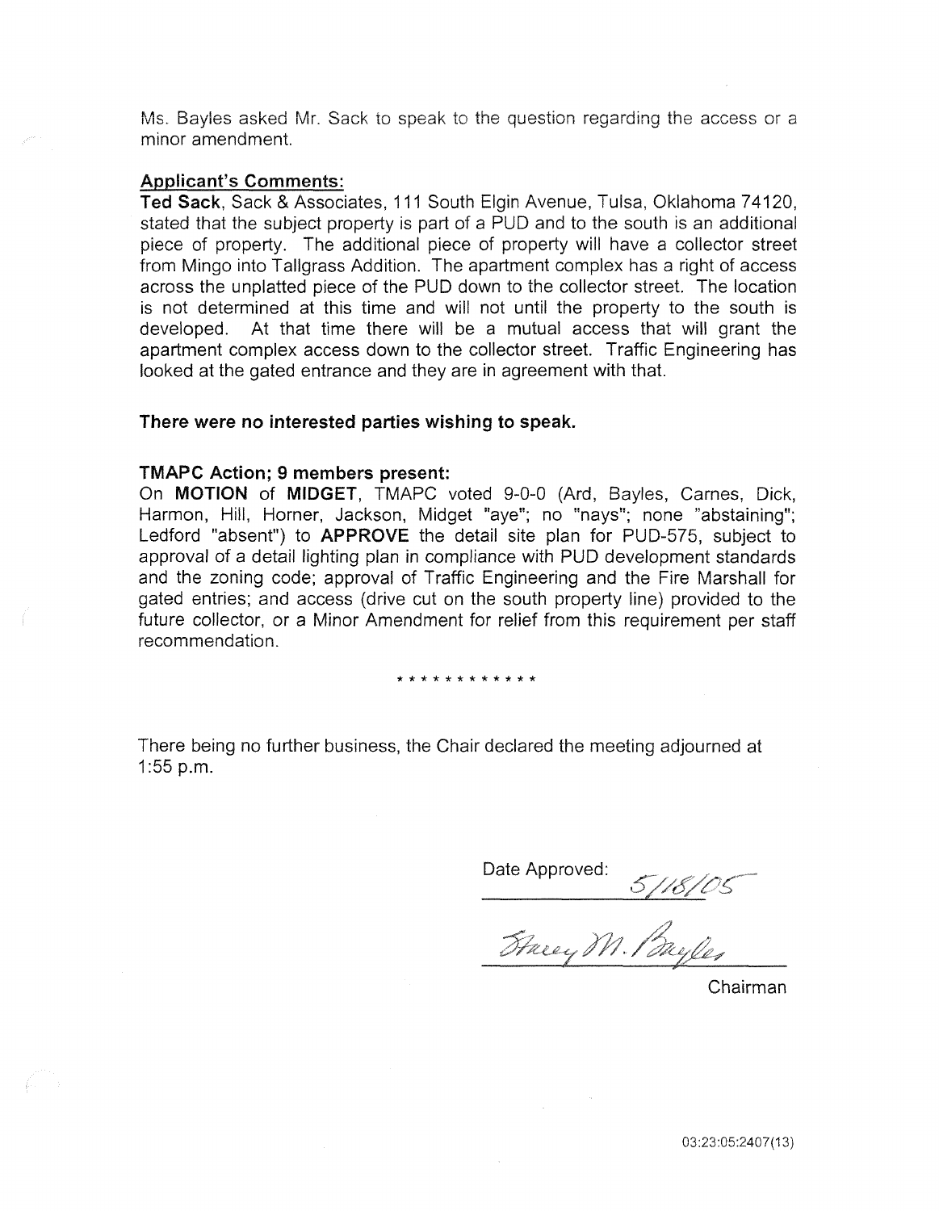Ms. Bayles asked Mr. Sack to speak to the question regarding the access or a minor amendment.

**Applicant's Comments:**

**Ted Sack**, Sack & Associates, 111 South Elgin Avenue, Tulsa, Oklahoma 74120, stated that the subject property is part of a PUD and to the south is an additional piece of property. The additional piece of property will have a collector street from Mingo into Tallgrass Addition. The apartment complex has a right of access across the unplatted piece of the PUD down to the collector street. The location is not determined at this time and will not until the property to the south is developed. At that time there will be a mutual access that will grant the apartment complex access down to the collector street. Traffic Engineering has looked at the gated entrance and they are in agreement with that.

**There were no interested parties wishing to speak.**

**TMAPC Action; 9 members present:**

On **MOTION** of **MIDGET**, TMAPC voted 9-0-0 (Ard, Bayles, Carnes, Dick, Harmon, Hill, Horner, Jackson, Midget "aye"; no "nays"; none "abstaining"; Ledford "absent") to **APPROVE** the detail site plan for PUD-575, subject to approval of a detail lighting plan in compliance with PUD development standards and the zoning code; approval of Traffic Engineering and the Fire Marshall for gated entries; and access (drive cut on the south property line) provided to the future collector, or a Minor Amendment for relief from this requirement per staff recommendation.

* * * * * * * * * * * *

There being no further business, the Chair declared the meeting adjourned at 1:55 p.m.

Date Approved: 5/18/05

Stacey M. Bayles

Chairman

03:23:05:2407(13)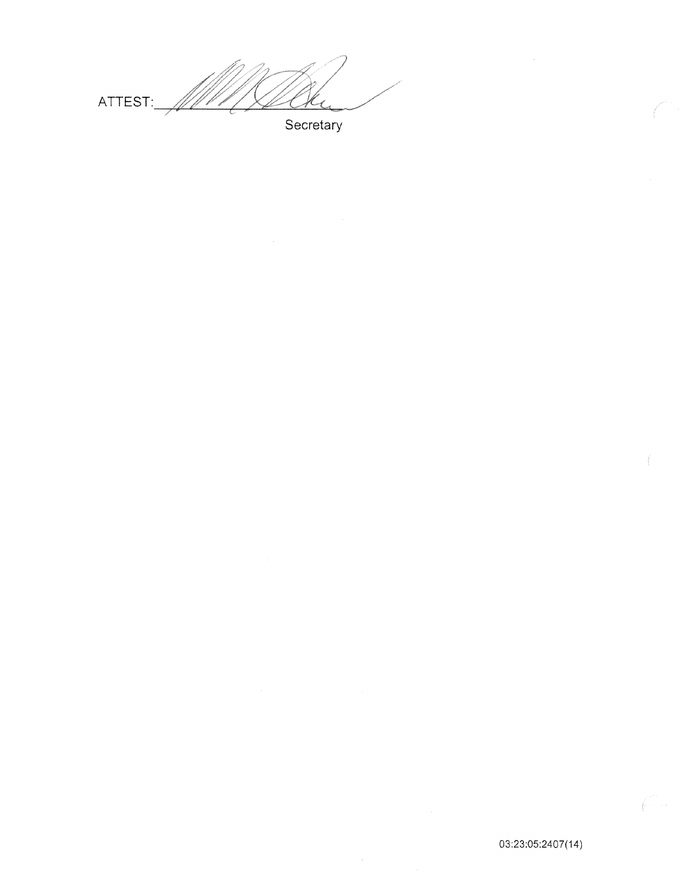ATTEST: \_\_\_\_\_\_\_\_\_\_\_\_\_\_\_\_\_\_\_\_\_\_\_\_

Secretary

03:23:05:2407(14)